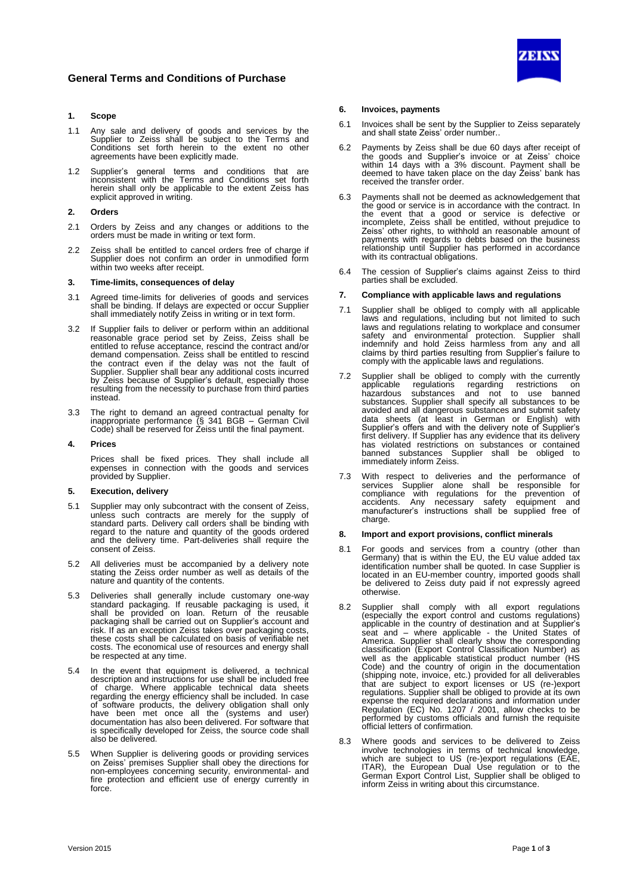# General Terms and Conditions of Purchase

## 1. Scope

1.1 Any sale and delivery of goods and services by the Supplier to Zeiss shall be subject to the Terms and Conditions set forth herein to the extent no other agreements have been explicitly made.

1.2 Supplier's general terms and conditions that are inconsistent with the Terms and Conditions set forth herein shall only be applicable to the extent Zeiss has explicit approved in writing.

## 2. Orders

2.1 Orders by Zeiss and any changes or additions to the orders must be made in writing or text form.

2.2 Zeiss shall be entitled to cancel orders free of charge if Supplier does not confirm an order in unmodified form within two weeks after receipt.

## 3. Time-limits, consequences of delay

3.1 Agreed time-limits for deliveries of goods and services shall be binding. If delays are expected or occur Supplier shall immediately notify Zeiss in writing or in text form.

3.2 If Supplier fails to deliver or perform within an additional reasonable grace period set by Zeiss, Zeiss shall be entitled to refuse acceptance, rescind the contract and/or demand compensation. Zeiss shall be entitled to rescind the contract even if the delay was not the fault of Supplier. Supplier shall bear any additional costs incurred by Zeiss because of Supplier's default, especially those resulting from the necessity to purchase from third parties instead.

3.3 The right to demand an agreed contractual penalty for inappropriate performance (§ 341 BGB – German Civil Code) shall be reserved for Zeiss until the final payment.

## 4. Prices

Prices shall be fixed prices. They shall include all expenses in connection with the goods and services provided by Supplier.

## 5. Execution, delivery

5.1 Supplier may only subcontract with the consent of Zeiss, unless such contracts are merely for the supply of standard parts. Delivery call orders shall be binding with regard to the nature and quantity of the goods ordered and the delivery time. Part-deliveries shall require the consent of Zeiss.

5.2 All deliveries must be accompanied by a delivery note stating the Zeiss order number as well as details of the nature and quantity of the contents.

5.3 Deliveries shall generally include customary one-way standard packaging. If reusable packaging is used, it shall be provided on loan. Return of the reusable packaging shall be carried out on Supplier's account and risk. If as an exception Zeiss takes over packaging costs, these costs shall be calculated on basis of verifiable net costs. The economical use of resources and energy shall be respected at any time.

5.4 In the event that equipment is delivered, a technical description and instructions for use shall be included free of charge. Where applicable technical data sheets regarding the energy efficiency shall be included. In case of software products, the delivery obligation shall only have been met once all the (systems and user) documentation has also been delivered. For software that is specifically developed for Zeiss, the source code shall also be delivered.

5.5 When Supplier is delivering goods or providing services on Zeiss' premises Supplier shall obey the directions for non-employees concerning security, environmental- and fire protection and efficient use of energy currently in force.

## 6. Invoices, payments

6.1 Invoices shall be sent by the Supplier to Zeiss separately and shall state Zeiss' order number..

6.2 Payments by Zeiss shall be due 60 days after receipt of the goods and Supplier's invoice or at Zeiss' choice within 14 days with a 3% discount. Payment shall be deemed to have taken place on the day Zeiss' bank has received the transfer order.

6.3 Payments shall not be deemed as acknowledgement that the good or service is in accordance with the contract. In the event that a good or service is defective or incomplete, Zeiss shall be entitled, without prejudice to Zeiss' other rights, to withhold an reasonable amount of payments with regards to debts based on the business relationship until Supplier has performed in accordance with its contractual obligations.

6.4 The cession of Supplier's claims against Zeiss to third parties shall be excluded.

## 7. Compliance with applicable laws and regulations

7.1 Supplier shall be obliged to comply with all applicable laws and regulations, including but not limited to such laws and regulations relating to workplace and consumer safety and environmental protection. Supplier shall indemnify and hold Zeiss harmless from any and all claims by third parties resulting from Supplier's failure to comply with the applicable laws and regulations.

7.2 Supplier shall be obliged to comply with the currently applicable regulations regarding restrictions on hazardous substances and not to use banned substances. Supplier shall specify all substances to be avoided and all dangerous substances and submit safety data sheets (at least in German or English) with Supplier's offers and with the delivery note of Supplier's first delivery. If Supplier has any evidence that its delivery has violated restrictions on substances or contained banned substances Supplier shall be obliged to immediately inform Zeiss.

7.3 With respect to deliveries and the performance of services Supplier alone shall be responsible for compliance with regulations for the prevention of accidents. Any necessary safety equipment and manufacturer's instructions shall be supplied free of charge.

## 8. Import and export provisions, conflict minerals

8.1 For goods and services from a country (other than Germany) that is within the EU, the EU value added tax identification number shall be quoted. In case Supplier is located in an EU-member country, imported goods shall be delivered to Zeiss duty paid if not expressly agreed otherwise.

8.2 Supplier shall comply with all export regulations (especially the export control and customs regulations) applicable in the country of destination and at Supplier's seat and – where applicable - the United States of America. Supplier shall clearly show the corresponding classification (Export Control Classification Number) as well as the applicable statistical product number (HS Code) and the country of origin in the documentation (shipping note, invoice, etc.) provided for all deliverables that are subject to export licenses or US (re-)export regulations. Supplier shall be obliged to provide at its own expense the required declarations and information under Regulation (EC) No. 1207 / 2001, allow checks to be performed by customs officials and furnish the requisite official letters of confirmation.

8.3 Where goods and services to be delivered to Zeiss involve technologies in terms of technical knowledge, which are subject to US (re-)export regulations (EAE, ITAR), the European Dual Use regulation or to the German Export Control List, Supplier shall be obliged to inform Zeiss in writing about this circumstance.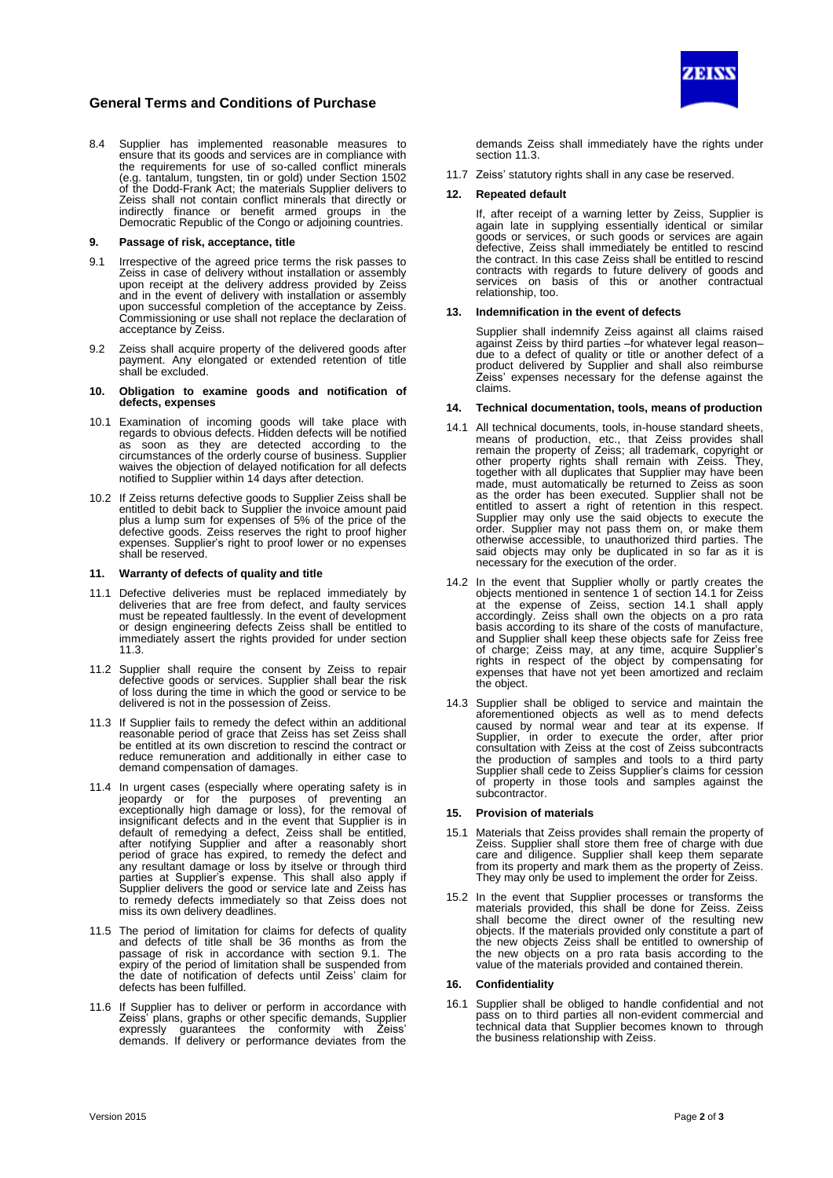8.4 Supplier has implemented reasonable measures to ensure that its goods and services are in compliance with the requirements for use of so-called conflict minerals (e.g. tantalum, tungsten, tin or gold) under Section 1502 of the Dodd-Frank Act; the materials Supplier delivers to Zeiss shall not contain conflict minerals that directly or indirectly finance or benefit armed groups in the Democratic Republic of the Congo or adjoining countries.

## 9. Passage of risk, acceptance, title

9.1 Irrespective of the agreed price terms the risk passes to Zeiss in case of delivery without installation or assembly upon receipt at the delivery address provided by Zeiss and in the event of delivery with installation or assembly upon successful completion of the acceptance by Zeiss. Commissioning or use shall not replace the declaration of acceptance by Zeiss.

9.2 Zeiss shall acquire property of the delivered goods after payment. Any elongated or extended retention of title shall be excluded.

## 10. Obligation to examine goods and notification of defects, expenses

10.1 Examination of incoming goods will take place with regards to obvious defects. Hidden defects will be notified as soon as they are detected according to the circumstances of the orderly course of business. Supplier waives the objection of delayed notification for all defects notified to Supplier within 14 days after detection.

10.2 If Zeiss returns defective goods to Supplier Zeiss shall be entitled to debit back to Supplier the invoice amount paid plus a lump sum for expenses of 5% of the price of the defective goods. Zeiss reserves the right to proof higher expenses. Supplier's right to proof lower or no expenses shall be reserved.

## 11. Warranty of defects of quality and title

11.1 Defective deliveries must be replaced immediately by deliveries that are free from defect, and faulty services must be repeated faultlessly. In the event of development or design engineering defects Zeiss shall be entitled to immediately assert the rights provided for under section 11.3.

11.2 Supplier shall require the consent by Zeiss to repair defective goods or services. Supplier shall bear the risk of loss during the time in which the good or service to be delivered is not in the possession of Zeiss.

11.3 If Supplier fails to remedy the defect within an additional reasonable period of grace that Zeiss has set Zeiss shall be entitled at its own discretion to rescind the contract or reduce remuneration and additionally in either case to demand compensation of damages.

11.4 In urgent cases (especially where operating safety is in jeopardy or for the purposes of preventing an exceptionally high damage or loss), for the removal of insignificant defects and in the event that Supplier is in default of remedying a defect, Zeiss shall be entitled, after notifying Supplier and after a reasonably short period of grace has expired, to remedy the defect and any resultant damage or loss by itselve or through third parties at Supplier's expense. This shall also apply if Supplier delivers the good or service late and Zeiss has to remedy defects immediately so that Zeiss does not miss its own delivery deadlines.

11.5 The period of limitation for claims for defects of quality and defects of title shall be 36 months as from the passage of risk in accordance with section 9.1. The expiry of the period of limitation shall be suspended from the date of notification of defects until Zeiss' claim for defects has been fulfilled.

11.6 If Supplier has to deliver or perform in accordance with Zeiss' plans, graphs or other specific demands, Supplier expressly guarantees the conformity with Zeiss' demands. If delivery or performance deviates from the demands Zeiss shall immediately have the rights under section 11.3.

11.7 Zeiss' statutory rights shall in any case be reserved.

## 12. Repeated default

If, after receipt of a warning letter by Zeiss, Supplier is again late in supplying essentially identical or similar goods or services, or such goods or services are again defective, Zeiss shall immediately be entitled to rescind the contract. In this case Zeiss shall be entitled to rescind contracts with regards to future delivery of goods and services on basis of this or another contractual relationship, too.

## 13. Indemnification in the event of defects

Supplier shall indemnify Zeiss against all claims raised against Zeiss by third parties –for whatever legal reason– due to a defect of quality or title or another defect of a product delivered by Supplier and shall also reimburse Zeiss' expenses necessary for the defense against the claims.

## 14. Technical documentation, tools, means of production

14.1 All technical documents, tools, in-house standard sheets, means of production, etc., that Zeiss provides shall remain the property of Zeiss; all trademark, copyright or other property rights shall remain with Zeiss. They, together with all duplicates that Supplier may have been made, must automatically be returned to Zeiss as soon as the order has been executed. Supplier shall not be entitled to assert a right of retention in this respect. Supplier may only use the said objects to execute the order. Supplier may not pass them on, or make them otherwise accessible, to unauthorized third parties. The said objects may only be duplicated in so far as it is necessary for the execution of the order.

14.2 In the event that Supplier wholly or partly creates the objects mentioned in sentence 1 of section 14.1 for Zeiss at the expense of Zeiss, section 14.1 shall apply accordingly. Zeiss shall own the objects on a pro rata basis according to its share of the costs of manufacture, and Supplier shall keep these objects safe for Zeiss free of charge; Zeiss may, at any time, acquire Supplier's rights in respect of the object by compensating for expenses that have not yet been amortized and reclaim the object.

14.3 Supplier shall be obliged to service and maintain the aforementioned objects as well as to mend defects caused by normal wear and tear at its expense. If Supplier, in order to execute the order, after prior consultation with Zeiss at the cost of Zeiss subcontracts the production of samples and tools to a third party Supplier shall cede to Zeiss Supplier's claims for cession of property in those tools and samples against the subcontractor.

## 15. Provision of materials

15.1 Materials that Zeiss provides shall remain the property of Zeiss. Supplier shall store them free of charge with due care and diligence. Supplier shall keep them separate from its property and mark them as the property of Zeiss. They may only be used to implement the order for Zeiss.

15.2 In the event that Supplier processes or transforms the materials provided, this shall be done for Zeiss. Zeiss shall become the direct owner of the resulting new objects. If the materials provided only constitute a part of the new objects Zeiss shall be entitled to ownership of the new objects on a pro rata basis according to the value of the materials provided and contained therein.

## 16. Confidentiality

16.1 Supplier shall be obliged to handle confidential and not pass on to third parties all non-evident commercial and technical data that Supplier becomes known to through the business relationship with Zeiss.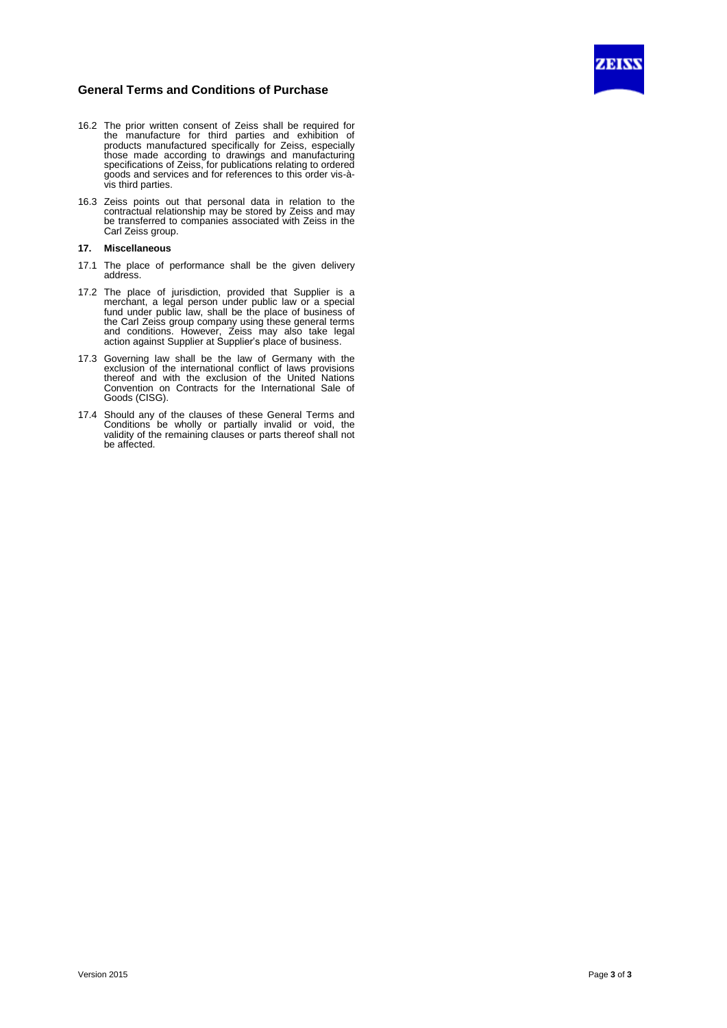16.2 The prior written consent of Zeiss shall be required for the manufacture for third parties and exhibition of products manufactured specifically for Zeiss, especially those made according to drawings and manufacturing specifications of Zeiss, for publications relating to ordered goods and services and for references to this order vis-à-vis third parties.

16.3 Zeiss points out that personal data in relation to the contractual relationship may be stored by Zeiss and may be transferred to companies associated with Zeiss in the Carl Zeiss group.

## 17. Miscellaneous

17.1 The place of performance shall be the given delivery address.

17.2 The place of jurisdiction, provided that Supplier is a merchant, a legal person under public law or a special fund under public law, shall be the place of business of the Carl Zeiss group company using these general terms and conditions. However, Zeiss may also take legal action against Supplier at Supplier's place of business.

17.3 Governing law shall be the law of Germany with the exclusion of the international conflict of laws provisions thereof and with the exclusion of the United Nations Convention on Contracts for the International Sale of Goods (CISG).

17.4 Should any of the clauses of these General Terms and Conditions be wholly or partially invalid or void, the validity of the remaining clauses or parts thereof shall not be affected.